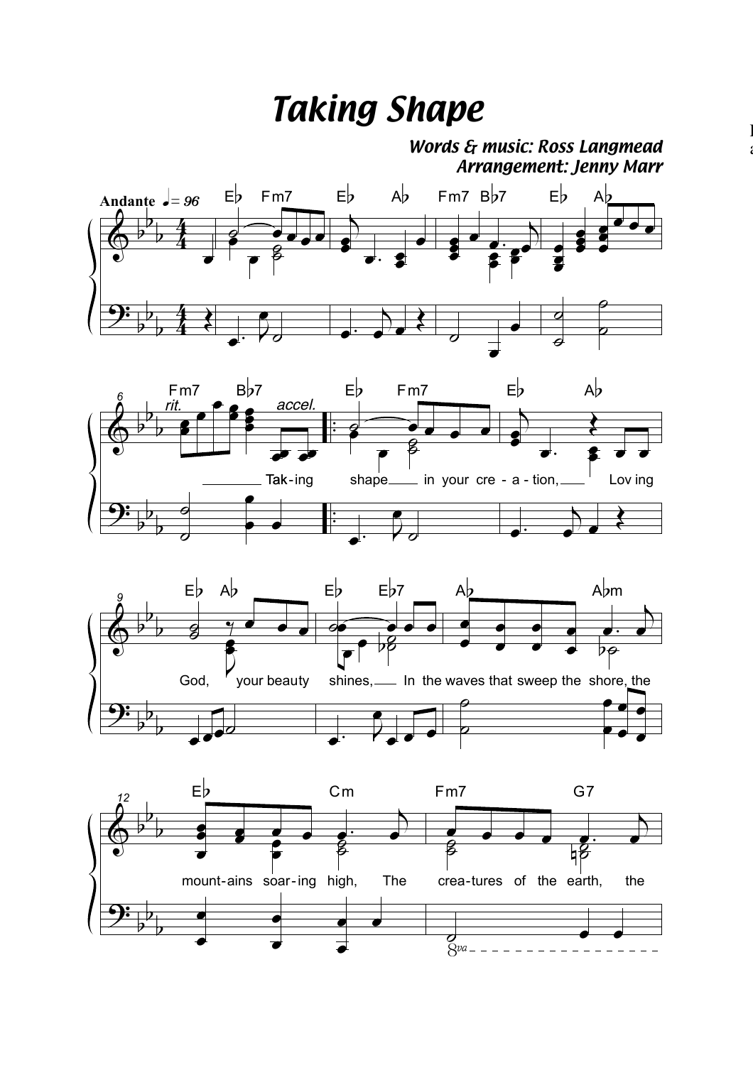# Taking Shape

*Words & music: Ross Langmead*
*Arrangement: Jenny Marr*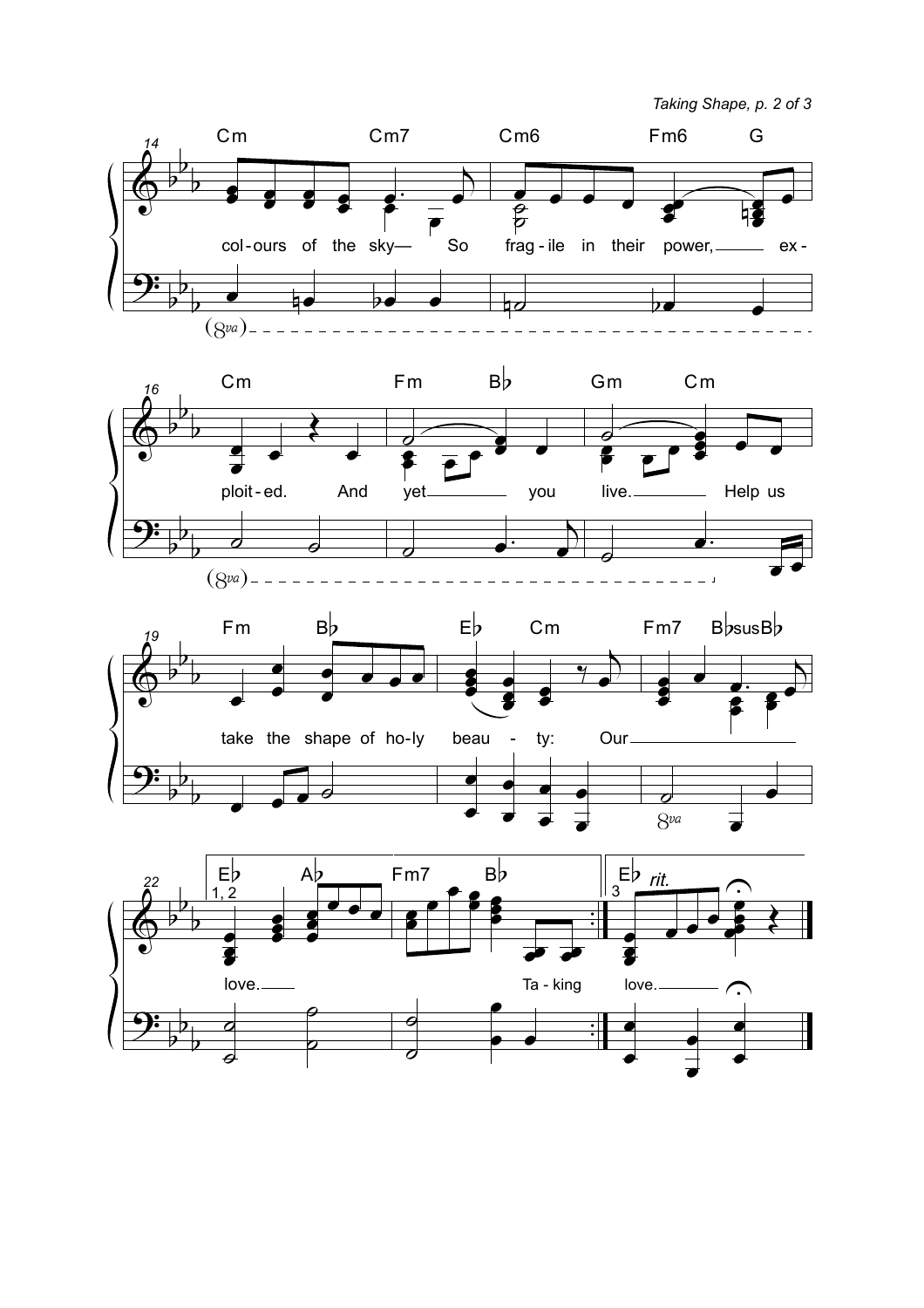col-ours of the sky— So frag-ile in their power, ex-ploit-ed. And yet you live. Help us take the shape of ho-ly beau-ty: Our love. Ta-king love.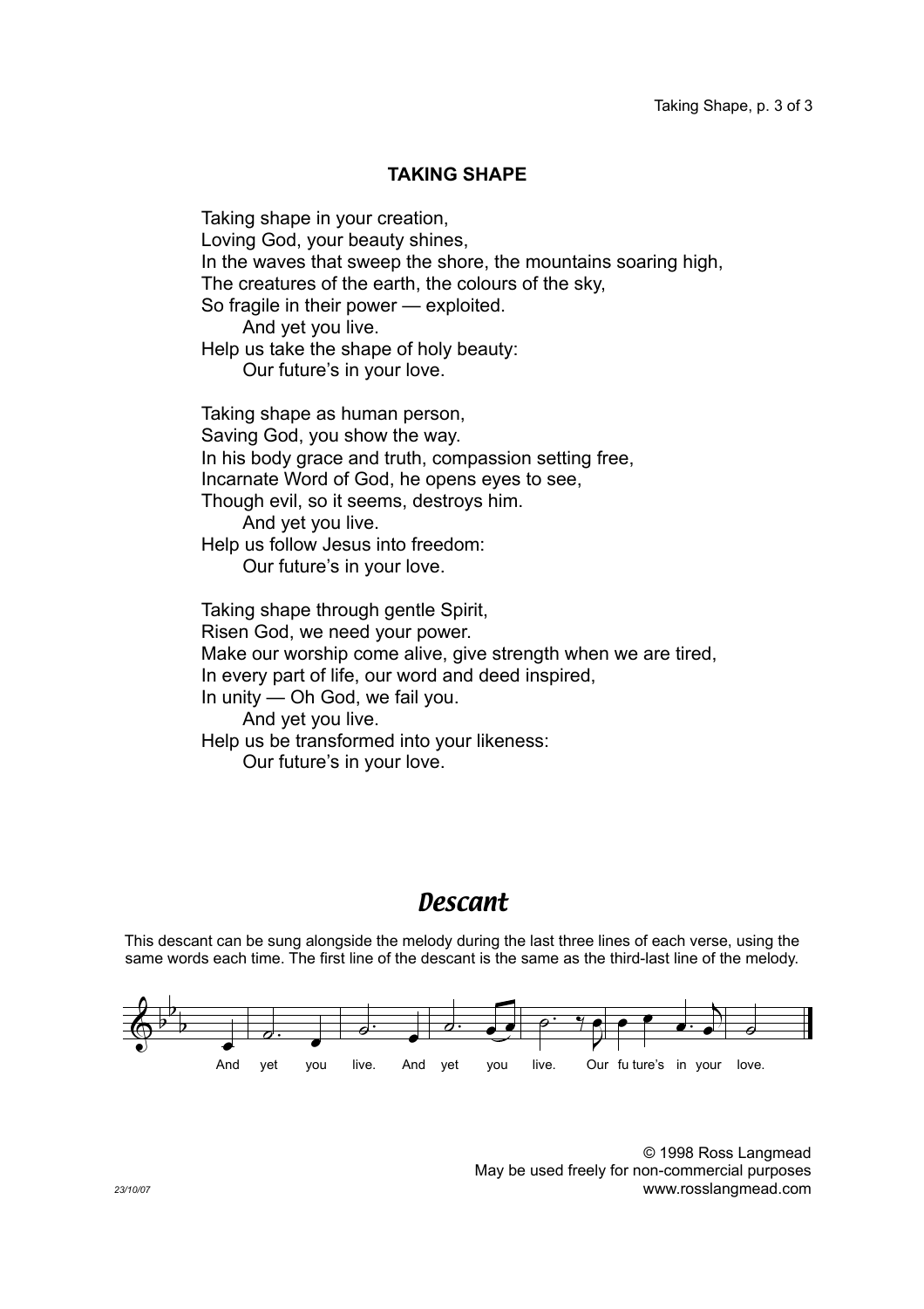## TAKING SHAPE

Taking shape in your creation,
Loving God, your beauty shines,
In the waves that sweep the shore, the mountains soaring high,
The creatures of the earth, the colours of the sky,
So fragile in their power — exploited.
    And yet you live.
Help us take the shape of holy beauty:
    Our future's in your love.

Taking shape as human person,
Saving God, you show the way.
In his body grace and truth, compassion setting free,
Incarnate Word of God, he opens eyes to see,
Though evil, so it seems, destroys him.
    And yet you live.
Help us follow Jesus into freedom:
    Our future's in your love.

Taking shape through gentle Spirit,
Risen God, we need your power.
Make our worship come alive, give strength when we are tired,
In every part of life, our word and deed inspired,
In unity — Oh God, we fail you.
    And yet you live.
Help us be transformed into your likeness:
    Our future's in your love.

## *Descant*

This descant can be sung alongside the melody during the last three lines of each verse, using the same words each time. The first line of the descant is the same as the third-last line of the melody.

And yet you live. And yet you live. Our fu ture's in your love.

© 1998 Ross Langmead
May be used freely for non-commercial purposes
www.rosslangmead.com

23/10/07